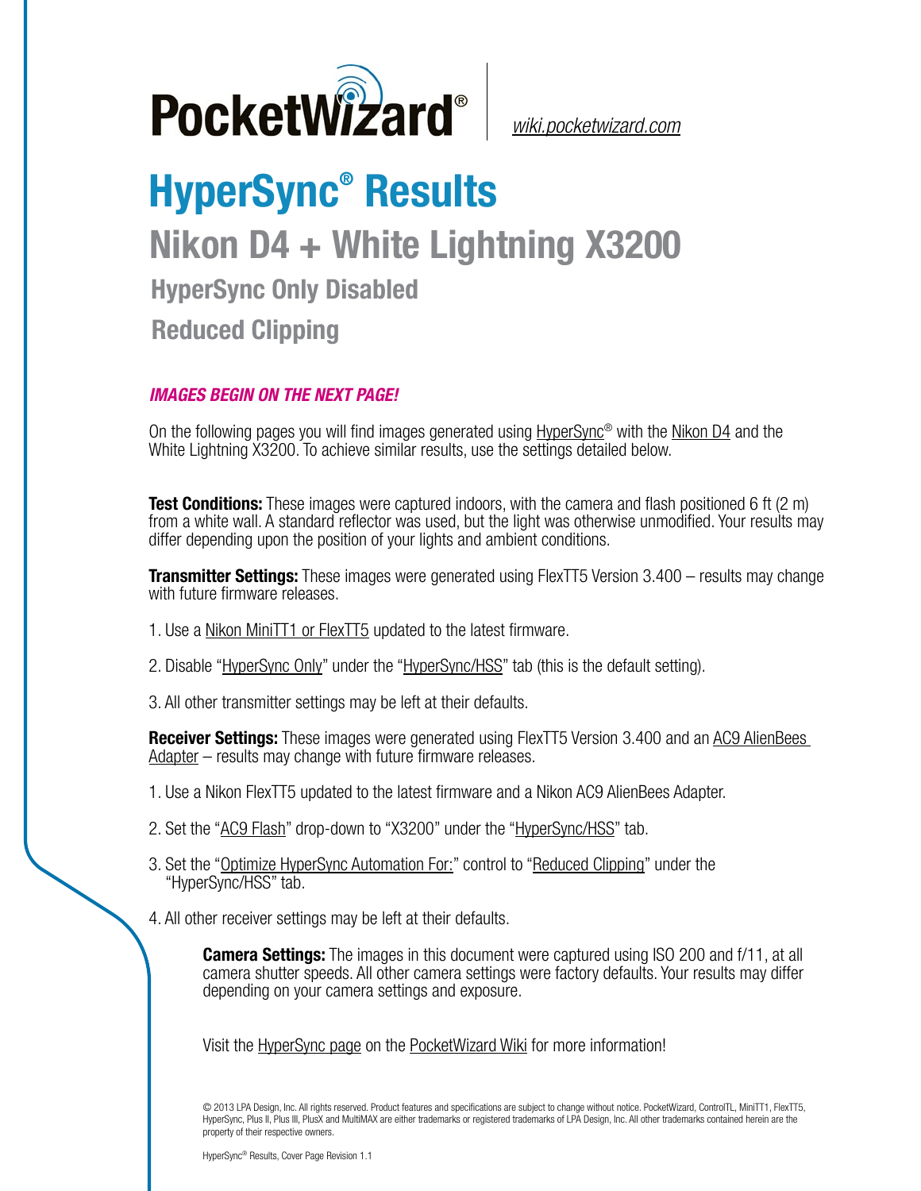PocketWizard® | wiki.pocketwizard.com

# HyperSync® Results

## Nikon D4 + White Lightning X3200

### HyperSync Only Disabled

### Reduced Clipping

***IMAGES BEGIN ON THE NEXT PAGE!***

On the following pages you will find images generated using HyperSync® with the Nikon D4 and the White Lightning X3200. To achieve similar results, use the settings detailed below.

**Test Conditions:** These images were captured indoors, with the camera and flash positioned 6 ft (2 m) from a white wall. A standard reflector was used, but the light was otherwise unmodified. Your results may differ depending upon the position of your lights and ambient conditions.

**Transmitter Settings:** These images were generated using FlexTT5 Version 3.400 – results may change with future firmware releases.

1. Use a Nikon MiniTT1 or FlexTT5 updated to the latest firmware.
2. Disable "HyperSync Only" under the "HyperSync/HSS" tab (this is the default setting).
3. All other transmitter settings may be left at their defaults.

**Receiver Settings:** These images were generated using FlexTT5 Version 3.400 and an AC9 AlienBees Adapter – results may change with future firmware releases.

1. Use a Nikon FlexTT5 updated to the latest firmware and a Nikon AC9 AlienBees Adapter.
2. Set the "AC9 Flash" drop-down to "X3200" under the "HyperSync/HSS" tab.
3. Set the "Optimize HyperSync Automation For:" control to "Reduced Clipping" under the "HyperSync/HSS" tab.
4. All other receiver settings may be left at their defaults.

**Camera Settings:** The images in this document were captured using ISO 200 and f/11, at all camera shutter speeds. All other camera settings were factory defaults. Your results may differ depending on your camera settings and exposure.

Visit the HyperSync page on the PocketWizard Wiki for more information!

© 2013 LPA Design, Inc. All rights reserved. Product features and specifications are subject to change without notice. PocketWizard, ControlTL, MiniTT1, FlexTT5, HyperSync, Plus II, Plus III, PlusX and MultiMAX are either trademarks or registered trademarks of LPA Design, Inc. All other trademarks contained herein are the property of their respective owners.

HyperSync® Results, Cover Page Revision 1.1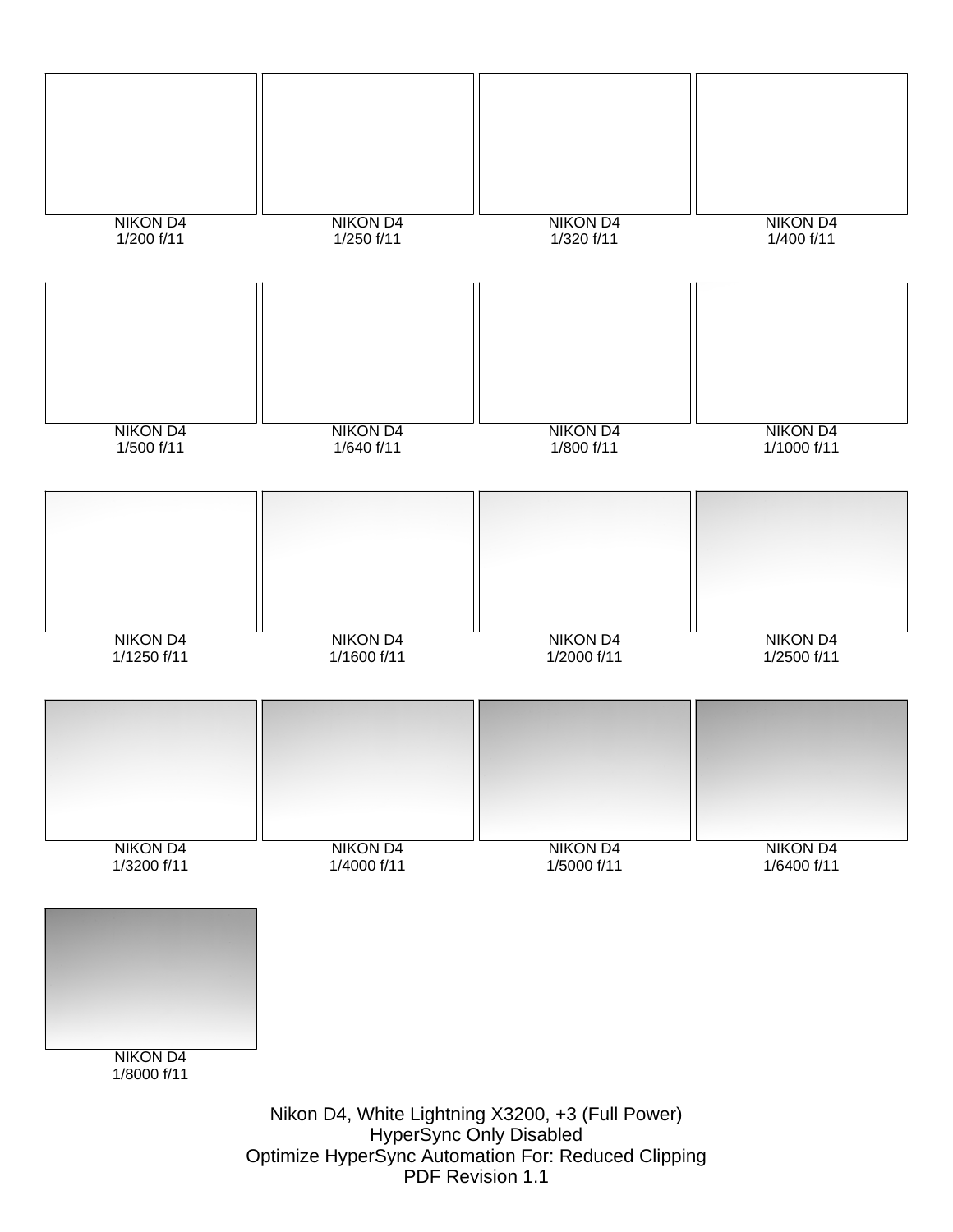NIKON D4
1/200 f/11

NIKON D4
1/250 f/11

NIKON D4
1/320 f/11

NIKON D4
1/400 f/11

NIKON D4
1/500 f/11

NIKON D4
1/640 f/11

NIKON D4
1/800 f/11

NIKON D4
1/1000 f/11

NIKON D4
1/1250 f/11

NIKON D4
1/1600 f/11

NIKON D4
1/2000 f/11

NIKON D4
1/2500 f/11

NIKON D4
1/3200 f/11

NIKON D4
1/4000 f/11

NIKON D4
1/5000 f/11

NIKON D4
1/6400 f/11

NIKON D4
1/8000 f/11

Nikon D4, White Lightning X3200, +3 (Full Power)
HyperSync Only Disabled
Optimize HyperSync Automation For: Reduced Clipping
PDF Revision 1.1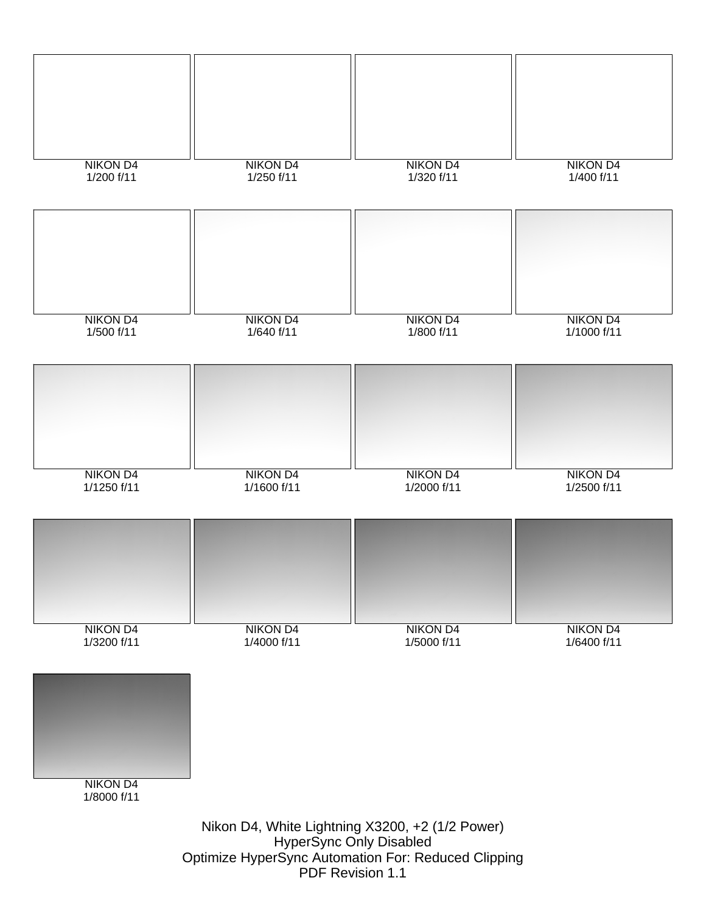NIKON D4
1/200 f/11

NIKON D4
1/250 f/11

NIKON D4
1/320 f/11

NIKON D4
1/400 f/11

NIKON D4
1/500 f/11

NIKON D4
1/640 f/11

NIKON D4
1/800 f/11

NIKON D4
1/1000 f/11

NIKON D4
1/1250 f/11

NIKON D4
1/1600 f/11

NIKON D4
1/2000 f/11

NIKON D4
1/2500 f/11

NIKON D4
1/3200 f/11

NIKON D4
1/4000 f/11

NIKON D4
1/5000 f/11

NIKON D4
1/6400 f/11

NIKON D4
1/8000 f/11

Nikon D4, White Lightning X3200, +2 (1/2 Power)
HyperSync Only Disabled
Optimize HyperSync Automation For: Reduced Clipping
PDF Revision 1.1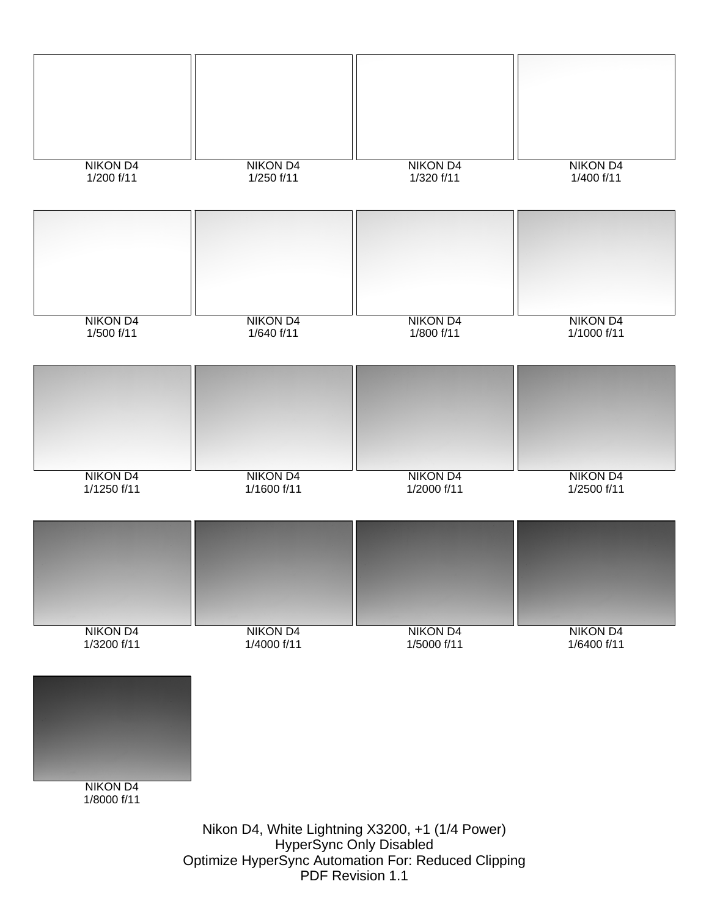NIKON D4
1/200 f/11

NIKON D4
1/250 f/11

NIKON D4
1/320 f/11

NIKON D4
1/400 f/11

NIKON D4
1/500 f/11

NIKON D4
1/640 f/11

NIKON D4
1/800 f/11

NIKON D4
1/1000 f/11

NIKON D4
1/1250 f/11

NIKON D4
1/1600 f/11

NIKON D4
1/2000 f/11

NIKON D4
1/2500 f/11

NIKON D4
1/3200 f/11

NIKON D4
1/4000 f/11

NIKON D4
1/5000 f/11

NIKON D4
1/6400 f/11

NIKON D4
1/8000 f/11

Nikon D4, White Lightning X3200, +1 (1/4 Power)
HyperSync Only Disabled
Optimize HyperSync Automation For: Reduced Clipping
PDF Revision 1.1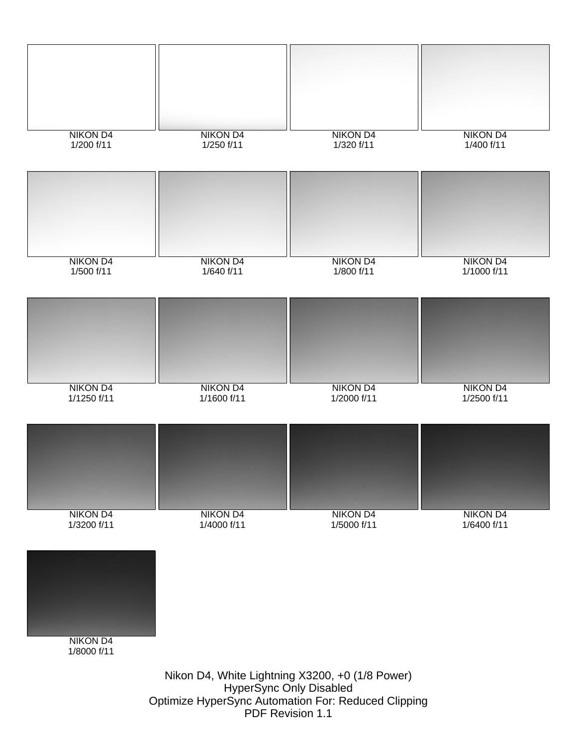NIKON D4
1/200 f/11

NIKON D4
1/250 f/11

NIKON D4
1/320 f/11

NIKON D4
1/400 f/11

NIKON D4
1/500 f/11

NIKON D4
1/640 f/11

NIKON D4
1/800 f/11

NIKON D4
1/1000 f/11

NIKON D4
1/1250 f/11

NIKON D4
1/1600 f/11

NIKON D4
1/2000 f/11

NIKON D4
1/2500 f/11

NIKON D4
1/3200 f/11

NIKON D4
1/4000 f/11

NIKON D4
1/5000 f/11

NIKON D4
1/6400 f/11

NIKON D4
1/8000 f/11

Nikon D4, White Lightning X3200, +0 (1/8 Power)
HyperSync Only Disabled
Optimize HyperSync Automation For: Reduced Clipping
PDF Revision 1.1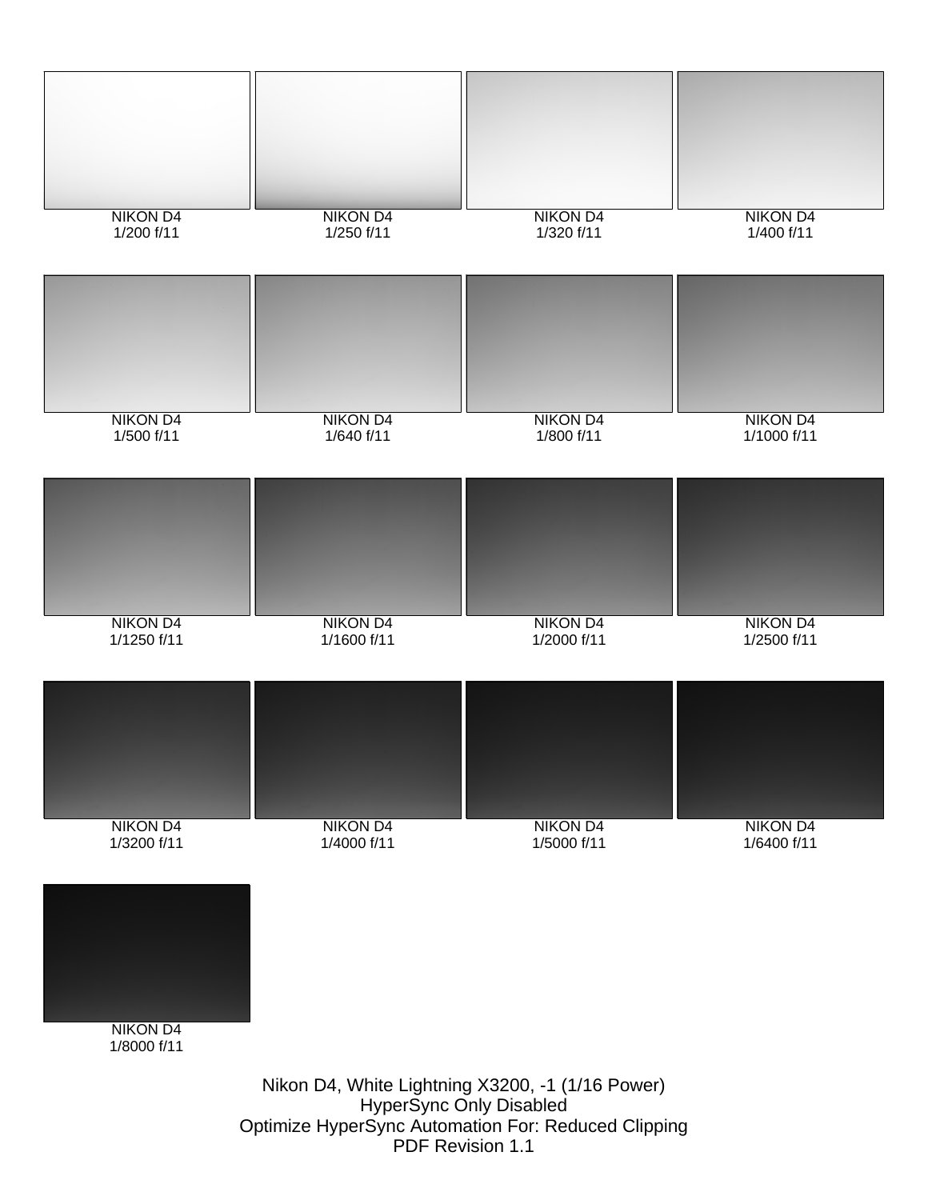NIKON D4
1/200 f/11

NIKON D4
1/250 f/11

NIKON D4
1/320 f/11

NIKON D4
1/400 f/11

NIKON D4
1/500 f/11

NIKON D4
1/640 f/11

NIKON D4
1/800 f/11

NIKON D4
1/1000 f/11

NIKON D4
1/1250 f/11

NIKON D4
1/1600 f/11

NIKON D4
1/2000 f/11

NIKON D4
1/2500 f/11

NIKON D4
1/3200 f/11

NIKON D4
1/4000 f/11

NIKON D4
1/5000 f/11

NIKON D4
1/6400 f/11

NIKON D4
1/8000 f/11

Nikon D4, White Lightning X3200, -1 (1/16 Power)
HyperSync Only Disabled
Optimize HyperSync Automation For: Reduced Clipping
PDF Revision 1.1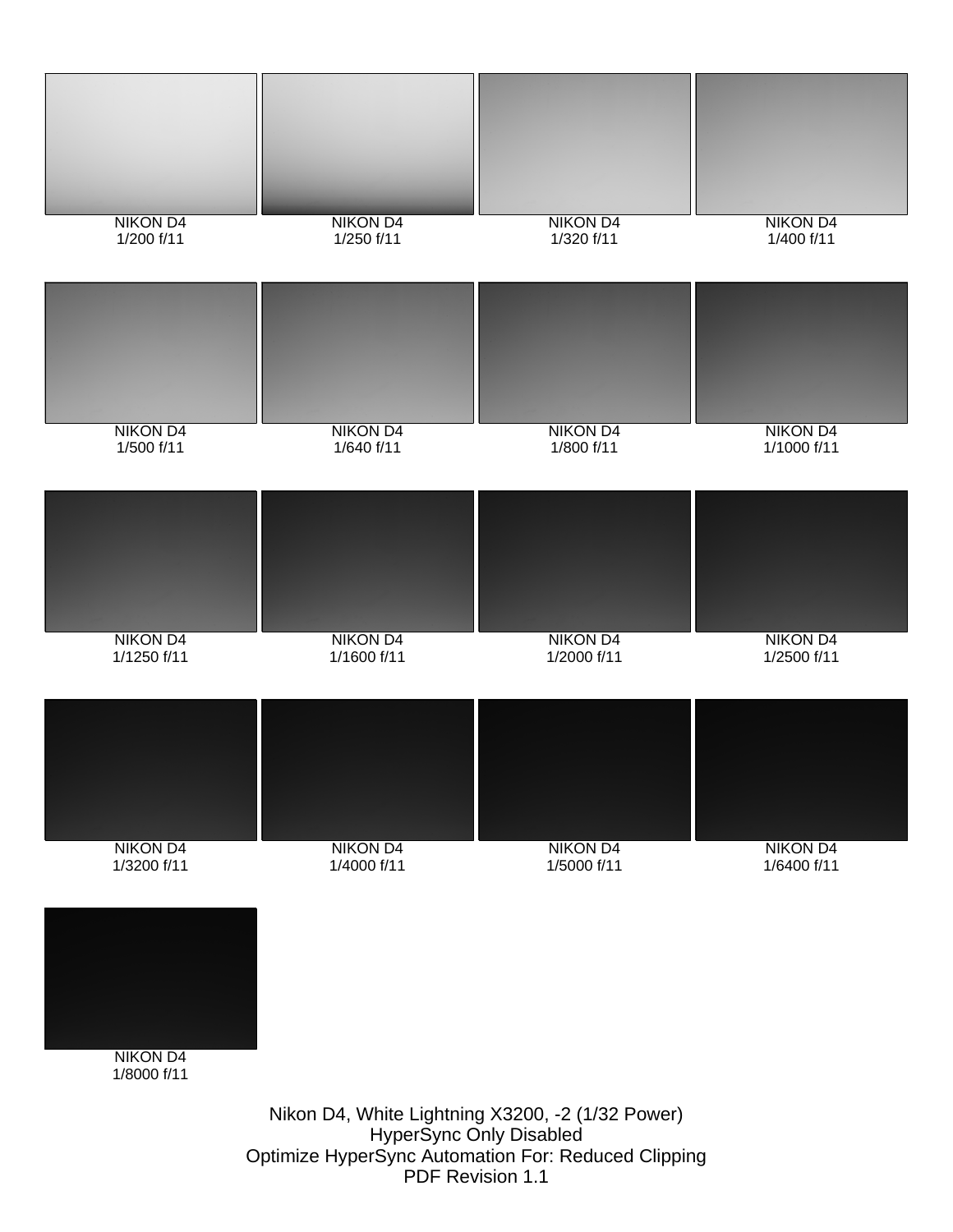NIKON D4
1/200 f/11

NIKON D4
1/250 f/11

NIKON D4
1/320 f/11

NIKON D4
1/400 f/11

NIKON D4
1/500 f/11

NIKON D4
1/640 f/11

NIKON D4
1/800 f/11

NIKON D4
1/1000 f/11

NIKON D4
1/1250 f/11

NIKON D4
1/1600 f/11

NIKON D4
1/2000 f/11

NIKON D4
1/2500 f/11

NIKON D4
1/3200 f/11

NIKON D4
1/4000 f/11

NIKON D4
1/5000 f/11

NIKON D4
1/6400 f/11

NIKON D4
1/8000 f/11

Nikon D4, White Lightning X3200, -2 (1/32 Power)
HyperSync Only Disabled
Optimize HyperSync Automation For: Reduced Clipping
PDF Revision 1.1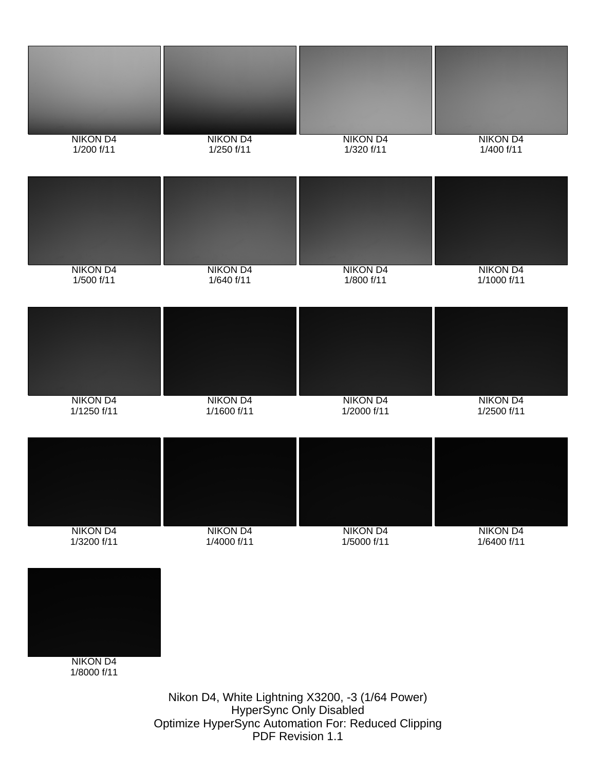NIKON D4
1/200 f/11

NIKON D4
1/250 f/11

NIKON D4
1/320 f/11

NIKON D4
1/400 f/11

NIKON D4
1/500 f/11

NIKON D4
1/640 f/11

NIKON D4
1/800 f/11

NIKON D4
1/1000 f/11

NIKON D4
1/1250 f/11

NIKON D4
1/1600 f/11

NIKON D4
1/2000 f/11

NIKON D4
1/2500 f/11

NIKON D4
1/3200 f/11

NIKON D4
1/4000 f/11

NIKON D4
1/5000 f/11

NIKON D4
1/6400 f/11

NIKON D4
1/8000 f/11

Nikon D4, White Lightning X3200, -3 (1/64 Power)
HyperSync Only Disabled
Optimize HyperSync Automation For: Reduced Clipping
PDF Revision 1.1